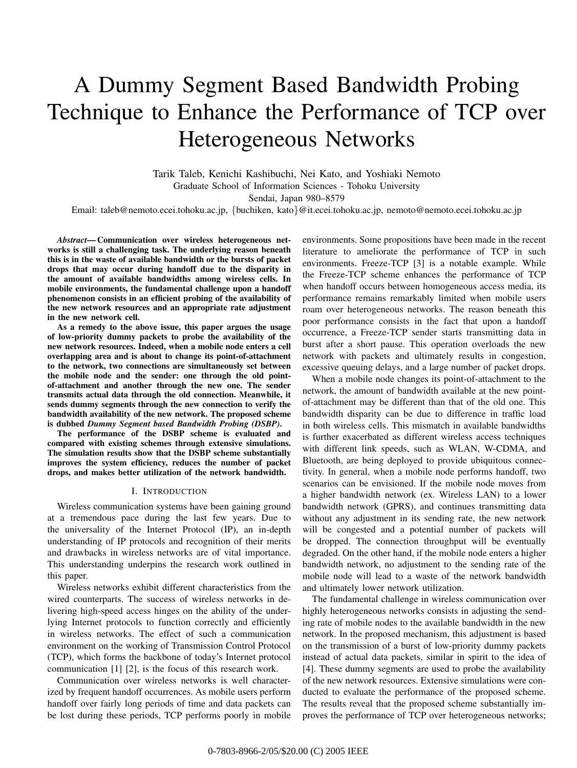# A Dummy Segment Based Bandwidth Probing Technique to Enhance the Performance of TCP over Heterogeneous Networks

Tarik Taleb, Kenichi Kashibuchi, Nei Kato, and Yoshiaki Nemoto
Graduate School of Information Sciences - Tohoku University
Sendai, Japan 980–8579
Email: taleb@nemoto.ecei.tohoku.ac.jp, {buchiken, kato}@it.ecei.tohoku.ac.jp, nemoto@nemoto.ecei.tohoku.ac.jp

***Abstract*— Communication over wireless heterogeneous networks is still a challenging task. The underlying reason beneath this is in the waste of available bandwidth or the bursts of packet drops that may occur during handoff due to the disparity in the amount of available bandwidths among wireless cells. In mobile environments, the fundamental challenge upon a handoff phenomenon consists in an efficient probing of the availability of the new network resources and an appropriate rate adjustment in the new network cell.**

**As a remedy to the above issue, this paper argues the usage of low-priority dummy packets to probe the availability of the new network resources. Indeed, when a mobile node enters a cell overlapping area and is about to change its point-of-attachment to the network, two connections are simultaneously set between the mobile node and the sender: one through the old point-of-attachment and another through the new one. The sender transmits actual data through the old connection. Meanwhile, it sends dummy segments through the new connection to verify the bandwidth availability of the new network. The proposed scheme is dubbed *Dummy Segment based Bandwidth Probing (DSBP)*.**

**The performance of the DSBP scheme is evaluated and compared with existing schemes through extensive simulations. The simulation results show that the DSBP scheme substantially improves the system efficiency, reduces the number of packet drops, and makes better utilization of the network bandwidth.**

## I. Introduction

Wireless communication systems have been gaining ground at a tremendous pace during the last few years. Due to the universality of the Internet Protocol (IP), an in-depth understanding of IP protocols and recognition of their merits and drawbacks in wireless networks are of vital importance. This understanding underpins the research work outlined in this paper.

Wireless networks exhibit different characteristics from the wired counterparts. The success of wireless networks in delivering high-speed access hinges on the ability of the underlying Internet protocols to function correctly and efficiently in wireless networks. The effect of such a communication environment on the working of Transmission Control Protocol (TCP), which forms the backbone of today's Internet protocol communication [1] [2], is the focus of this research work.

Communication over wireless networks is well characterized by frequent handoff occurrences. As mobile users perform handoff over fairly long periods of time and data packets can be lost during these periods, TCP performs poorly in mobile environments. Some propositions have been made in the recent literature to ameliorate the performance of TCP in such environments. Freeze-TCP [3] is a notable example. While the Freeze-TCP scheme enhances the performance of TCP when handoff occurs between homogeneous access media, its performance remains remarkably limited when mobile users roam over heterogeneous networks. The reason beneath this poor performance consists in the fact that upon a handoff occurrence, a Freeze-TCP sender starts transmitting data in burst after a short pause. This operation overloads the new network with packets and ultimately results in congestion, excessive queuing delays, and a large number of packet drops.

When a mobile node changes its point-of-attachment to the network, the amount of bandwidth available at the new point-of-attachment may be different than that of the old one. This bandwidth disparity can be due to difference in traffic load in both wireless cells. This mismatch in available bandwidths is further exacerbated as different wireless access techniques with different link speeds, such as WLAN, W-CDMA, and Bluetooth, are being deployed to provide ubiquitous connectivity. In general, when a mobile node performs handoff, two scenarios can be envisioned. If the mobile node moves from a higher bandwidth network (ex. Wireless LAN) to a lower bandwidth network (GPRS), and continues transmitting data without any adjustment in its sending rate, the new network will be congested and a potential number of packets will be dropped. The connection throughput will be eventually degraded. On the other hand, if the mobile node enters a higher bandwidth network, no adjustment to the sending rate of the mobile node will lead to a waste of the network bandwidth and ultimately lower network utilization.

The fundamental challenge in wireless communication over highly heterogeneous networks consists in adjusting the sending rate of mobile nodes to the available bandwidth in the new network. In the proposed mechanism, this adjustment is based on the transmission of a burst of low-priority dummy packets instead of actual data packets, similar in spirit to the idea of [4]. These dummy segments are used to probe the availability of the new network resources. Extensive simulations were conducted to evaluate the performance of the proposed scheme. The results reveal that the proposed scheme substantially improves the performance of TCP over heterogeneous networks;

0-7803-8966-2/05/$20.00 (C) 2005 IEEE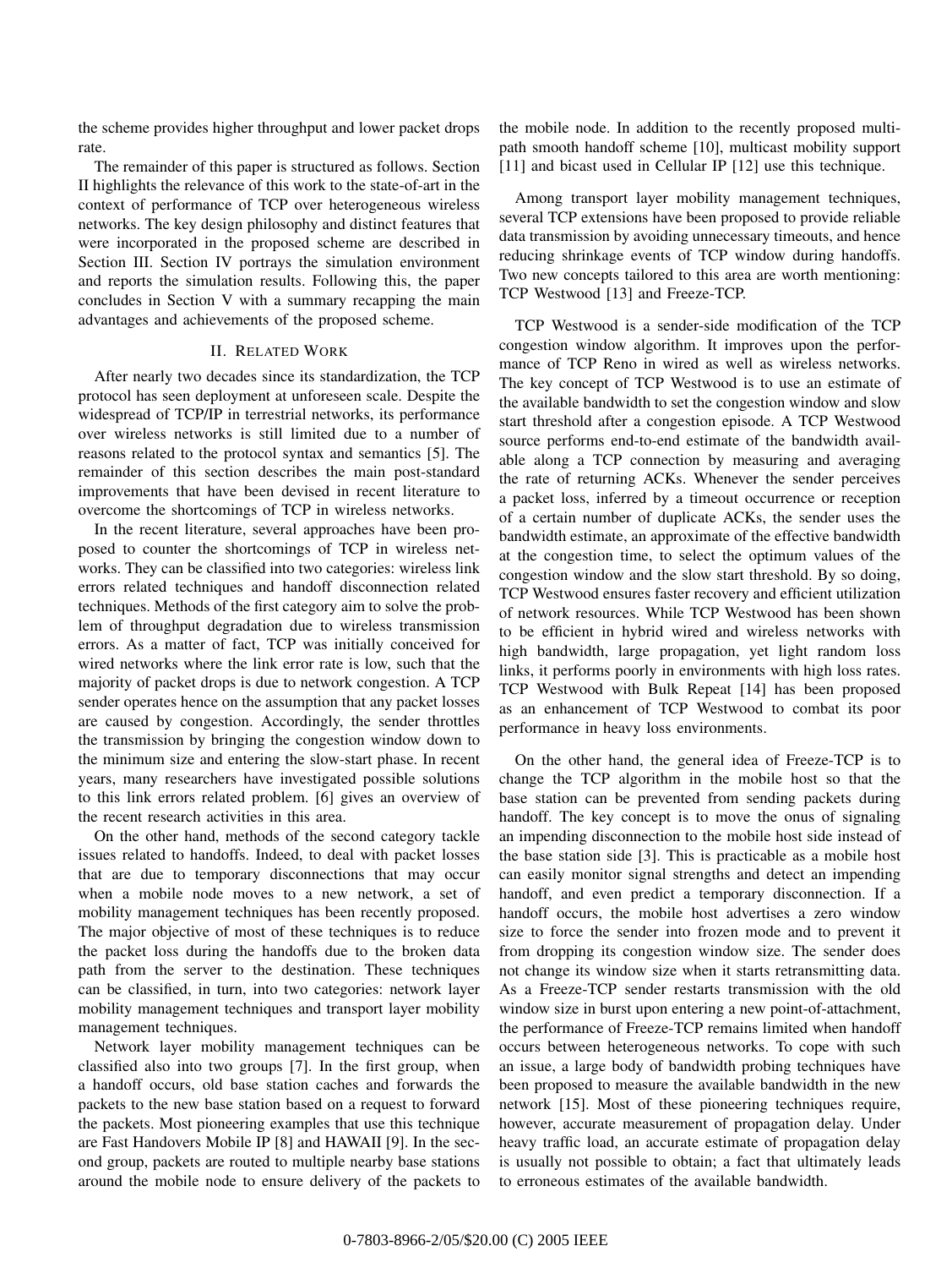the scheme provides higher throughput and lower packet drops rate.

The remainder of this paper is structured as follows. Section II highlights the relevance of this work to the state-of-art in the context of performance of TCP over heterogeneous wireless networks. The key design philosophy and distinct features that were incorporated in the proposed scheme are described in Section III. Section IV portrays the simulation environment and reports the simulation results. Following this, the paper concludes in Section V with a summary recapping the main advantages and achievements of the proposed scheme.

## II. Related Work

After nearly two decades since its standardization, the TCP protocol has seen deployment at unforeseen scale. Despite the widespread of TCP/IP in terrestrial networks, its performance over wireless networks is still limited due to a number of reasons related to the protocol syntax and semantics [5]. The remainder of this section describes the main post-standard improvements that have been devised in recent literature to overcome the shortcomings of TCP in wireless networks.

In the recent literature, several approaches have been proposed to counter the shortcomings of TCP in wireless networks. They can be classified into two categories: wireless link errors related techniques and handoff disconnection related techniques. Methods of the first category aim to solve the problem of throughput degradation due to wireless transmission errors. As a matter of fact, TCP was initially conceived for wired networks where the link error rate is low, such that the majority of packet drops is due to network congestion. A TCP sender operates hence on the assumption that any packet losses are caused by congestion. Accordingly, the sender throttles the transmission by bringing the congestion window down to the minimum size and entering the slow-start phase. In recent years, many researchers have investigated possible solutions to this link errors related problem. [6] gives an overview of the recent research activities in this area.

On the other hand, methods of the second category tackle issues related to handoffs. Indeed, to deal with packet losses that are due to temporary disconnections that may occur when a mobile node moves to a new network, a set of mobility management techniques has been recently proposed. The major objective of most of these techniques is to reduce the packet loss during the handoffs due to the broken data path from the server to the destination. These techniques can be classified, in turn, into two categories: network layer mobility management techniques and transport layer mobility management techniques.

Network layer mobility management techniques can be classified also into two groups [7]. In the first group, when a handoff occurs, old base station caches and forwards the packets to the new base station based on a request to forward the packets. Most pioneering examples that use this technique are Fast Handovers Mobile IP [8] and HAWAII [9]. In the second group, packets are routed to multiple nearby base stations around the mobile node to ensure delivery of the packets to the mobile node. In addition to the recently proposed multipath smooth handoff scheme [10], multicast mobility support [11] and bicast used in Cellular IP [12] use this technique.

Among transport layer mobility management techniques, several TCP extensions have been proposed to provide reliable data transmission by avoiding unnecessary timeouts, and hence reducing shrinkage events of TCP window during handoffs. Two new concepts tailored to this area are worth mentioning: TCP Westwood [13] and Freeze-TCP.

TCP Westwood is a sender-side modification of the TCP congestion window algorithm. It improves upon the performance of TCP Reno in wired as well as wireless networks. The key concept of TCP Westwood is to use an estimate of the available bandwidth to set the congestion window and slow start threshold after a congestion episode. A TCP Westwood source performs end-to-end estimate of the bandwidth available along a TCP connection by measuring and averaging the rate of returning ACKs. Whenever the sender perceives a packet loss, inferred by a timeout occurrence or reception of a certain number of duplicate ACKs, the sender uses the bandwidth estimate, an approximate of the effective bandwidth at the congestion time, to select the optimum values of the congestion window and the slow start threshold. By so doing, TCP Westwood ensures faster recovery and efficient utilization of network resources. While TCP Westwood has been shown to be efficient in hybrid wired and wireless networks with high bandwidth, large propagation, yet light random loss links, it performs poorly in environments with high loss rates. TCP Westwood with Bulk Repeat [14] has been proposed as an enhancement of TCP Westwood to combat its poor performance in heavy loss environments.

On the other hand, the general idea of Freeze-TCP is to change the TCP algorithm in the mobile host so that the base station can be prevented from sending packets during handoff. The key concept is to move the onus of signaling an impending disconnection to the mobile host side instead of the base station side [3]. This is practicable as a mobile host can easily monitor signal strengths and detect an impending handoff, and even predict a temporary disconnection. If a handoff occurs, the mobile host advertises a zero window size to force the sender into frozen mode and to prevent it from dropping its congestion window size. The sender does not change its window size when it starts retransmitting data. As a Freeze-TCP sender restarts transmission with the old window size in burst upon entering a new point-of-attachment, the performance of Freeze-TCP remains limited when handoff occurs between heterogeneous networks. To cope with such an issue, a large body of bandwidth probing techniques have been proposed to measure the available bandwidth in the new network [15]. Most of these pioneering techniques require, however, accurate measurement of propagation delay. Under heavy traffic load, an accurate estimate of propagation delay is usually not possible to obtain; a fact that ultimately leads to erroneous estimates of the available bandwidth.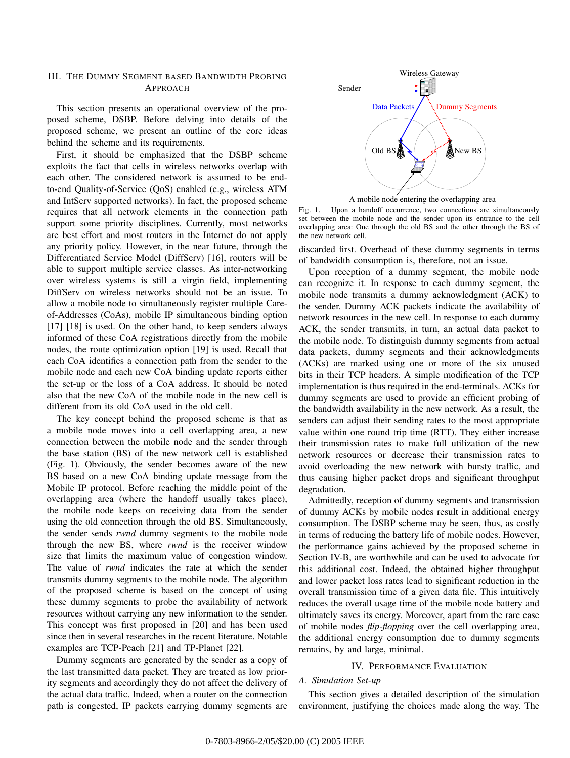## III. The Dummy Segment based Bandwidth Probing Approach

This section presents an operational overview of the proposed scheme, DSBP. Before delving into details of the proposed scheme, we present an outline of the core ideas behind the scheme and its requirements.

First, it should be emphasized that the DSBP scheme exploits the fact that cells in wireless networks overlap with each other. The considered network is assumed to be end-to-end Quality-of-Service (QoS) enabled (e.g., wireless ATM and IntServ supported networks). In fact, the proposed scheme requires that all network elements in the connection path support some priority disciplines. Currently, most networks are best effort and most routers in the Internet do not apply any priority policy. However, in the near future, through the Differentiated Service Model (DiffServ) [16], routers will be able to support multiple service classes. As inter-networking over wireless systems is still a virgin field, implementing DiffServ on wireless networks should not be an issue. To allow a mobile node to simultaneously register multiple Care-of-Addresses (CoAs), mobile IP simultaneous binding option [17] [18] is used. On the other hand, to keep senders always informed of these CoA registrations directly from the mobile nodes, the route optimization option [19] is used. Recall that each CoA identifies a connection path from the sender to the mobile node and each new CoA binding update reports either the set-up or the loss of a CoA address. It should be noted also that the new CoA of the mobile node in the new cell is different from its old CoA used in the old cell.

The key concept behind the proposed scheme is that as a mobile node moves into a cell overlapping area, a new connection between the mobile node and the sender through the base station (BS) of the new network cell is established (Fig. 1). Obviously, the sender becomes aware of the new BS based on a new CoA binding update message from the Mobile IP protocol. Before reaching the middle point of the overlapping area (where the handoff usually takes place), the mobile node keeps on receiving data from the sender using the old connection through the old BS. Simultaneously, the sender sends *rwnd* dummy segments to the mobile node through the new BS, where *rwnd* is the receiver window size that limits the maximum value of congestion window. The value of *rwnd* indicates the rate at which the sender transmits dummy segments to the mobile node. The algorithm of the proposed scheme is based on the concept of using these dummy segments to probe the availability of network resources without carrying any new information to the sender. This concept was first proposed in [20] and has been used since then in several researches in the recent literature. Notable examples are TCP-Peach [21] and TP-Planet [22].

Dummy segments are generated by the sender as a copy of the last transmitted data packet. They are treated as low priority segments and accordingly they do not affect the delivery of the actual data traffic. Indeed, when a router on the connection path is congested, IP packets carrying dummy segments are discarded first. Overhead of these dummy segments in terms of bandwidth consumption is, therefore, not an issue.

Wireless Gateway

Sender

Data Packets

Dummy Segments

Old BS

New BS

A mobile node entering the overlapping area

Fig. 1. Upon a handoff occurrence, two connections are simultaneously set between the mobile node and the sender upon its entrance to the cell overlapping area: One through the old BS and the other through the BS of the new network cell.

Upon reception of a dummy segment, the mobile node can recognize it. In response to each dummy segment, the mobile node transmits a dummy acknowledgment (ACK) to the sender. Dummy ACK packets indicate the availability of network resources in the new cell. In response to each dummy ACK, the sender transmits, in turn, an actual data packet to the mobile node. To distinguish dummy segments from actual data packets, dummy segments and their acknowledgments (ACKs) are marked using one or more of the six unused bits in their TCP headers. A simple modification of the TCP implementation is thus required in the end-terminals. ACKs for dummy segments are used to provide an efficient probing of the bandwidth availability in the new network. As a result, the senders can adjust their sending rates to the most appropriate value within one round trip time (RTT). They either increase their transmission rates to make full utilization of the new network resources or decrease their transmission rates to avoid overloading the new network with bursty traffic, and thus causing higher packet drops and significant throughput degradation.

Admittedly, reception of dummy segments and transmission of dummy ACKs by mobile nodes result in additional energy consumption. The DSBP scheme may be seen, thus, as costly in terms of reducing the battery life of mobile nodes. However, the performance gains achieved by the proposed scheme in Section IV-B, are worthwhile and can be used to advocate for this additional cost. Indeed, the obtained higher throughput and lower packet loss rates lead to significant reduction in the overall transmission time of a given data file. This intuitively reduces the overall usage time of the mobile node battery and ultimately saves its energy. Moreover, apart from the rare case of mobile nodes *flip-flopping* over the cell overlapping area, the additional energy consumption due to dummy segments remains, by and large, minimal.

## IV. Performance Evaluation

### A. Simulation Set-up

This section gives a detailed description of the simulation environment, justifying the choices made along the way. The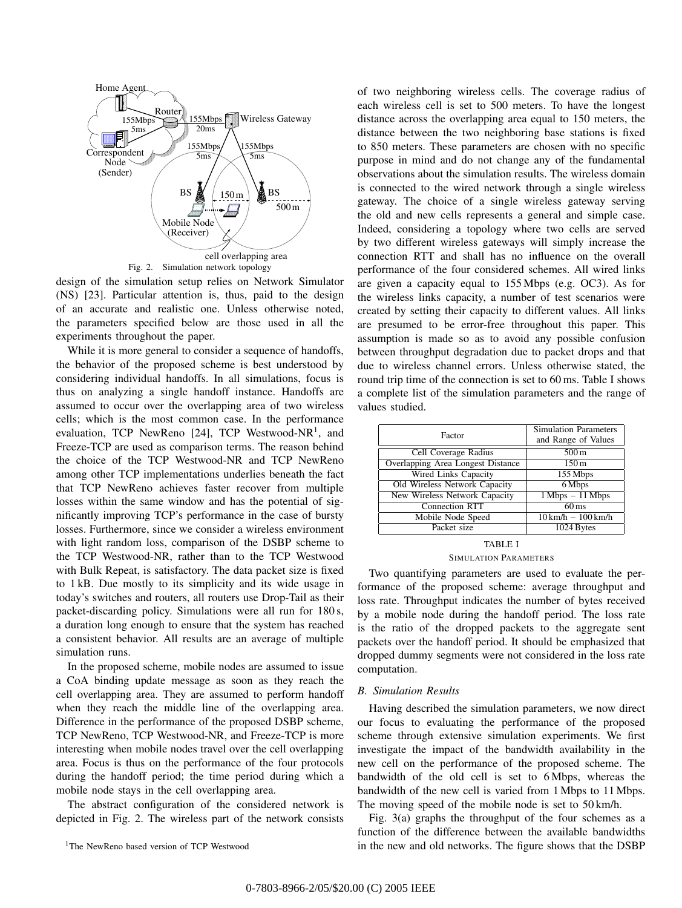Fig. 2. Simulation network topology

design of the simulation setup relies on Network Simulator (NS) [23]. Particular attention is, thus, paid to the design of an accurate and realistic one. Unless otherwise noted, the parameters specified below are those used in all the experiments throughout the paper.

While it is more general to consider a sequence of handoffs, the behavior of the proposed scheme is best understood by considering individual handoffs. In all simulations, focus is thus on analyzing a single handoff instance. Handoffs are assumed to occur over the overlapping area of two wireless cells; which is the most common case. In the performance evaluation, TCP NewReno [24], TCP Westwood-NR[1], and Freeze-TCP are used as comparison terms. The reason behind the choice of the TCP Westwood-NR and TCP NewReno among other TCP implementations underlies beneath the fact that TCP NewReno achieves faster recover from multiple losses within the same window and has the potential of significantly improving TCP's performance in the case of bursty losses. Furthermore, since we consider a wireless environment with light random loss, comparison of the DSBP scheme to the TCP Westwood-NR, rather than to the TCP Westwood with Bulk Repeat, is satisfactory. The data packet size is fixed to 1 kB. Due mostly to its simplicity and its wide usage in today's switches and routers, all routers use Drop-Tail as their packet-discarding policy. Simulations were all run for 180 s, a duration long enough to ensure that the system has reached a consistent behavior. All results are an average of multiple simulation runs.

In the proposed scheme, mobile nodes are assumed to issue a CoA binding update message as soon as they reach the cell overlapping area. They are assumed to perform handoff when they reach the middle line of the overlapping area. Difference in the performance of the proposed DSBP scheme, TCP NewReno, TCP Westwood-NR, and Freeze-TCP is more interesting when mobile nodes travel over the cell overlapping area. Focus is thus on the performance of the four protocols during the handoff period; the time period during which a mobile node stays in the cell overlapping area.

The abstract configuration of the considered network is depicted in Fig. 2. The wireless part of the network consists of two neighboring wireless cells. The coverage radius of each wireless cell is set to 500 meters. To have the longest distance across the overlapping area equal to 150 meters, the distance between the two neighboring base stations is fixed to 850 meters. These parameters are chosen with no specific purpose in mind and do not change any of the fundamental observations about the simulation results. The wireless domain is connected to the wired network through a single wireless gateway. The choice of a single wireless gateway serving the old and new cells represents a general and simple case. Indeed, considering a topology where two cells are served by two different wireless gateways will simply increase the connection RTT and shall has no influence on the overall performance of the four considered schemes. All wired links are given a capacity equal to 155 Mbps (e.g. OC3). As for the wireless links capacity, a number of test scenarios were created by setting their capacity to different values. All links are presumed to be error-free throughout this paper. This assumption is made so as to avoid any possible confusion between throughput degradation due to packet drops and that due to wireless channel errors. Unless otherwise stated, the round trip time of the connection is set to 60 ms. Table I shows a complete list of the simulation parameters and the range of values studied.

| Factor | Simulation Parameters and Range of Values |
|---|---|
| Cell Coverage Radius | 500 m |
| Overlapping Area Longest Distance | 150 m |
| Wired Links Capacity | 155 Mbps |
| Old Wireless Network Capacity | 6 Mbps |
| New Wireless Network Capacity | 1 Mbps – 11 Mbps |
| Connection RTT | 60 ms |
| Mobile Node Speed | 10 km/h – 100 km/h |
| Packet size | 1024 Bytes |

TABLE I

SIMULATION PARAMETERS

Two quantifying parameters are used to evaluate the performance of the proposed scheme: average throughput and loss rate. Throughput indicates the number of bytes received by a mobile node during the handoff period. The loss rate is the ratio of the dropped packets to the aggregate sent packets over the handoff period. It should be emphasized that dropped dummy segments were not considered in the loss rate computation.

### B. Simulation Results

Having described the simulation parameters, we now direct our focus to evaluating the performance of the proposed scheme through extensive simulation experiments. We first investigate the impact of the bandwidth availability in the new cell on the performance of the proposed scheme. The bandwidth of the old cell is set to 6 Mbps, whereas the bandwidth of the new cell is varied from 1 Mbps to 11 Mbps. The moving speed of the mobile node is set to 50 km/h.

Fig. 3(a) graphs the throughput of the four schemes as a function of the difference between the available bandwidths in the new and old networks. The figure shows that the DSBP

[1] The NewReno based version of TCP Westwood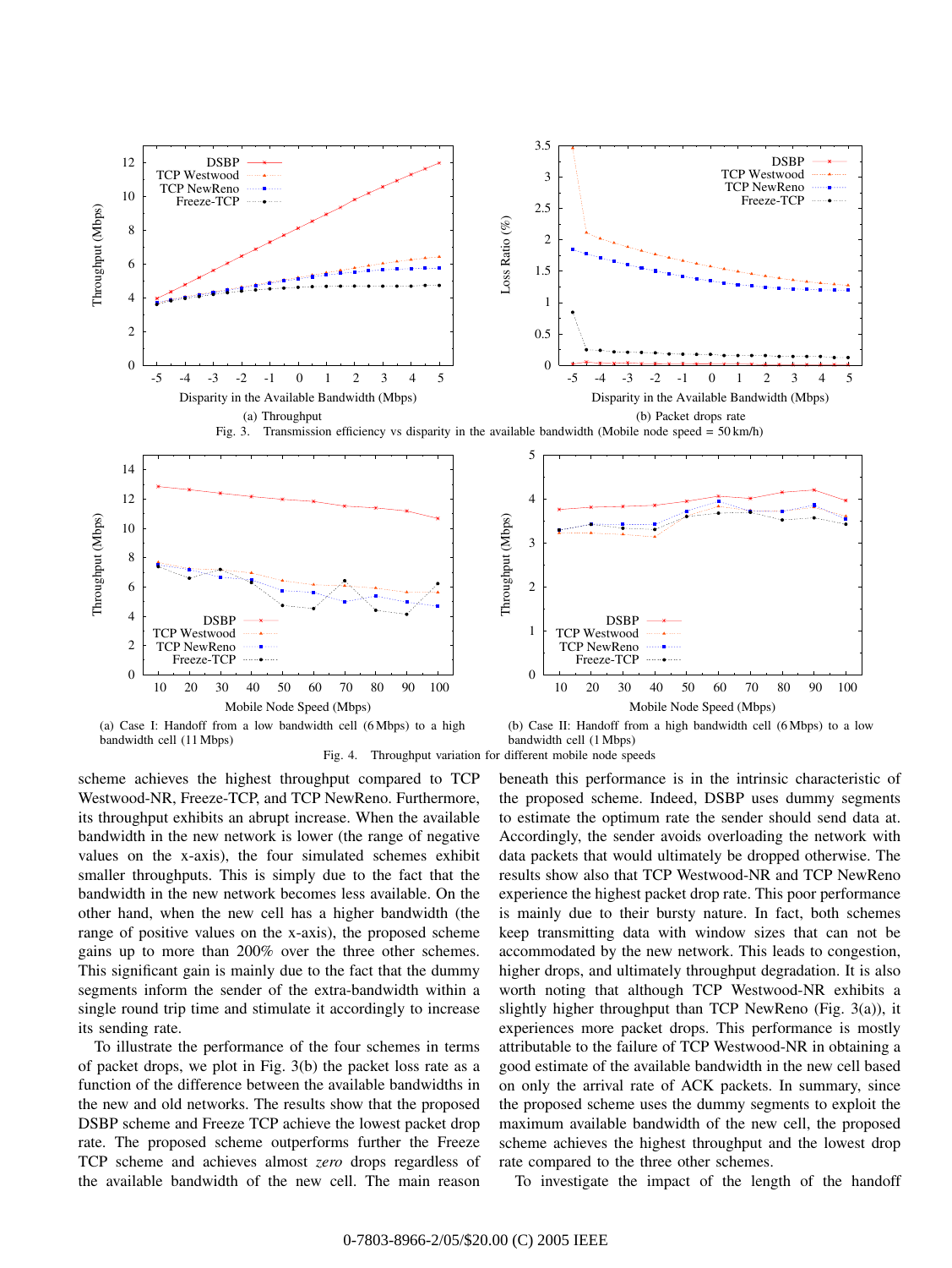12
10
8
6
4
2
0
Throughput (Mbps)
-5 -4 -3 -2 -1 0 1 2 3 4 5
Disparity in the Available Bandwidth (Mbps)
DSBP
TCP Westwood
TCP NewReno
Freeze-TCP

(a) Throughput

3.5
3
2.5
2
1.5
1
0.5
0
Loss Ratio (%)
-5 -4 -3 -2 -1 0 1 2 3 4 5
Disparity in the Available Bandwidth (Mbps)
DSBP
TCP Westwood
TCP NewReno
Freeze-TCP

(b) Packet drops rate

Fig. 3. Transmission efficiency vs disparity in the available bandwidth (Mobile node speed = 50 km/h)

14
12
10
8
6
4
2
0
Throughput (Mbps)
10 20 30 40 50 60 70 80 90 100
Mobile Node Speed (Mbps)
DSBP
TCP Westwood
TCP NewReno
Freeze-TCP

(a) Case I: Handoff from a low bandwidth cell (6 Mbps) to a high bandwidth cell (11 Mbps)

5
4
3
2
1
0
Throughput (Mbps)
10 20 30 40 50 60 70 80 90 100
Mobile Node Speed (Mbps)
DSBP
TCP Westwood
TCP NewReno
Freeze-TCP

(b) Case II: Handoff from a high bandwidth cell (6 Mbps) to a low bandwidth cell (1 Mbps)

Fig. 4. Throughput variation for different mobile node speeds

scheme achieves the highest throughput compared to TCP Westwood-NR, Freeze-TCP, and TCP NewReno. Furthermore, its throughput exhibits an abrupt increase. When the available bandwidth in the new network is lower (the range of negative values on the x-axis), the four simulated schemes exhibit smaller throughputs. This is simply due to the fact that the bandwidth in the new network becomes less available. On the other hand, when the new cell has a higher bandwidth (the range of positive values on the x-axis), the proposed scheme gains up to more than 200% over the three other schemes. This significant gain is mainly due to the fact that the dummy segments inform the sender of the extra-bandwidth within a single round trip time and stimulate it accordingly to increase its sending rate.

To illustrate the performance of the four schemes in terms of packet drops, we plot in Fig. 3(b) the packet loss rate as a function of the difference between the available bandwidths in the new and old networks. The results show that the proposed DSBP scheme and Freeze TCP achieve the lowest packet drop rate. The proposed scheme outperforms further the Freeze TCP scheme and achieves almost *zero* drops regardless of the available bandwidth of the new cell. The main reason beneath this performance is in the intrinsic characteristic of the proposed scheme. Indeed, DSBP uses dummy segments to estimate the optimum rate the sender should send data at. Accordingly, the sender avoids overloading the network with data packets that would ultimately be dropped otherwise. The results show also that TCP Westwood-NR and TCP NewReno experience the highest packet drop rate. This poor performance is mainly due to their bursty nature. In fact, both schemes keep transmitting data with window sizes that can not be accommodated by the new network. This leads to congestion, higher drops, and ultimately throughput degradation. It is also worth noting that although TCP Westwood-NR exhibits a slightly higher throughput than TCP NewReno (Fig. 3(a)), it experiences more packet drops. This performance is mostly attributable to the failure of TCP Westwood-NR in obtaining a good estimate of the available bandwidth in the new cell based on only the arrival rate of ACK packets. In summary, since the proposed scheme uses the dummy segments to exploit the maximum available bandwidth of the new cell, the proposed scheme achieves the highest throughput and the lowest drop rate compared to the three other schemes.

To investigate the impact of the length of the handoff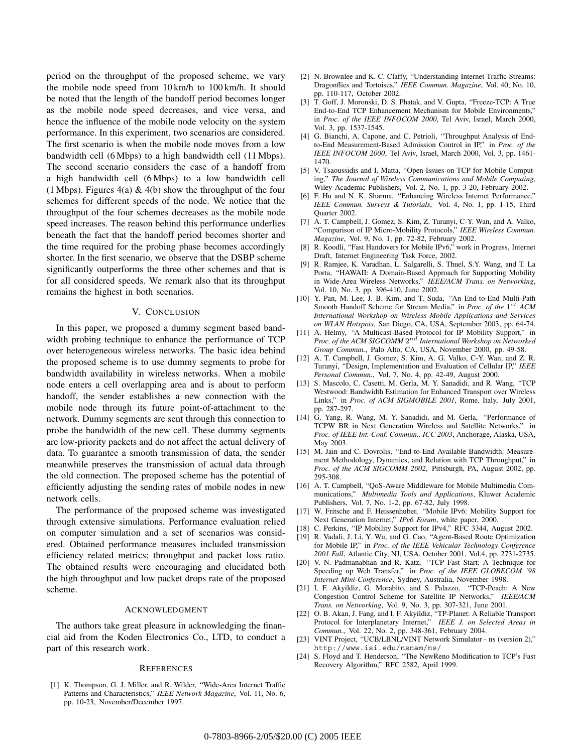period on the throughput of the proposed scheme, we vary the mobile node speed from 10 km/h to 100 km/h. It should be noted that the length of the handoff period becomes longer as the mobile node speed decreases, and vice versa, and hence the influence of the mobile node velocity on the system performance. In this experiment, two scenarios are considered. The first scenario is when the mobile node moves from a low bandwidth cell (6 Mbps) to a high bandwidth cell (11 Mbps). The second scenario considers the case of a handoff from a high bandwidth cell (6 Mbps) to a low bandwidth cell (1 Mbps). Figures 4(a) & 4(b) show the throughput of the four schemes for different speeds of the node. We notice that the throughput of the four schemes decreases as the mobile node speed increases. The reason behind this performance underlies beneath the fact that the handoff period becomes shorter and the time required for the probing phase becomes accordingly shorter. In the first scenario, we observe that the DSBP scheme significantly outperforms the three other schemes and that is for all considered speeds. We remark also that its throughput remains the highest in both scenarios.

## V. Conclusion

In this paper, we proposed a dummy segment based bandwidth probing technique to enhance the performance of TCP over heterogeneous wireless networks. The basic idea behind the proposed scheme is to use dummy segments to probe for bandwidth availability in wireless networks. When a mobile node enters a cell overlapping area and is about to perform handoff, the sender establishes a new connection with the mobile node through its future point-of-attachment to the network. Dummy segments are sent through this connection to probe the bandwidth of the new cell. These dummy segments are low-priority packets and do not affect the actual delivery of data. To guarantee a smooth transmission of data, the sender meanwhile preserves the transmission of actual data through the old connection. The proposed scheme has the potential of efficiently adjusting the sending rates of mobile nodes in new network cells.

The performance of the proposed scheme was investigated through extensive simulations. Performance evaluation relied on computer simulation and a set of scenarios was considered. Obtained performance measures included transmission efficiency related metrics; throughput and packet loss ratio. The obtained results were encouraging and elucidated both the high throughput and low packet drops rate of the proposed scheme.

## Acknowledgment

The authors take great pleasure in acknowledging the financial aid from the Koden Electronics Co., LTD, to conduct a part of this research work.

## References

[1] K. Thompson, G. J. Miller, and R. Wilder, "Wide-Area Internet Traffic Patterns and Characteristics," *IEEE Network Magazine*, Vol. 11, No. 6, pp. 10-23, November/December 1997.

[2] N. Brownlee and K. C. Claffy, "Understanding Internet Traffic Streams: Dragonflies and Tortoises," *IEEE Commun. Magazine*, Vol. 40, No. 10, pp. 110-117, October 2002.

[3] T. Goff, J. Moronski, D. S. Phatak, and V. Gupta, "Freeze-TCP: A True End-to-End TCP Enhancement Mechanism for Mobile Environments," in *Proc. of the IEEE INFOCOM 2000*, Tel Aviv, Israel, March 2000, Vol. 3, pp. 1537-1545.

[4] G. Bianchi, A. Capone, and C. Petrioli, "Throughput Analysis of End-to-End Measurement-Based Admission Control in IP," in *Proc. of the IEEE INFOCOM 2000*, Tel Aviv, Israel, March 2000, Vol. 3, pp. 1461-1470.

[5] V. Tsaoussidis and I. Matta, "Open Issues on TCP for Mobile Computing," *The Journal of Wireless Communications and Mobile Computing*, Wiley Academic Publishers, Vol. 2, No. 1, pp. 3-20, February 2002.

[6] F. Hu and N. K. Sharma, "Enhancing Wireless Internet Performance," *IEEE Commun. Surveys & Tutorials*, Vol. 4, No. 1, pp. 1-15, Third Quarter 2002.

[7] A. T. Campbell, J. Gomez, S. Kim, Z. Turanyi, C-Y. Wan, and A. Valko, "Comparison of IP Micro-Mobility Protocols," *IEEE Wireless Commun. Magazine*, Vol. 9, No. 1, pp. 72-82, February 2002.

[8] R. Koodli, "Fast Handovers for Mobile IPv6," work in Progress, Internet Draft, Internet Engineering Task Force, 2002.

[9] R. Ramjee, K. Varadhan, L. Salgarelli, S. Thuel, S.Y. Wang, and T. La Porta, "HAWAII: A Domain-Based Approach for Supporting Mobility in Wide-Area Wireless Networks," *IEEE/ACM Trans. on Networking*, Vol. 10, No. 3, pp. 396-410, June 2002.

[10] Y. Pan, M. Lee, J. B. Kim, and T. Suda, "An End-to-End Multi-Path Smooth Handoff Scheme for Stream Media," in *Proc. of the* $1^{st}$ *ACM International Workshop on Wireless Mobile Applications and Services on WLAN Hotspots*, San Diego, CA, USA, September 2003, pp. 64-74.

[11] A. Helmy, "A Multicast-Based Protocol for IP Mobility Support," in *Proc. of the ACM SIGCOMM* $2^{nd}$ *International Workshop on Networked Group Commun.*, Palo Alto, CA, USA, November 2000, pp. 49-58.

[12] A. T. Campbell, J. Gomez, S. Kim, A. G. Valko, C-Y. Wan, and Z. R. Turanyi, "Design, Implementation and Evaluation of Cellular IP," *IEEE Personal Commun.*, Vol. 7, No. 4, pp. 42-49, August 2000.

[13] S. Mascolo, C. Casetti, M. Gerla, M. Y. Sanadidi, and R. Wang, "TCP Westwood: Bandwidth Estimation for Enhanced Transport over Wireless Links," in *Proc. of ACM SIGMOBILE 2001*, Rome, Italy, July 2001, pp. 287-297.

[14] G. Yang, R. Wang, M. Y. Sanadidi, and M. Gerla, "Performance of TCPW BR in Next Generation Wireless and Satellite Networks," in *Proc. of IEEE Int. Conf. Commun., ICC 2003*, Anchorage, Alaska, USA, May 2003.

[15] M. Jain and C. Dovrolis, "End-to-End Available Bandwidth: Measurement Methodology, Dynamics, and Relation with TCP Throughput," in *Proc. of the ACM SIGCOMM 2002*, Pittsburgh, PA, August 2002, pp. 295-308.

[16] A. T. Campbell, "QoS-Aware Middleware for Mobile Multimedia Communications," *Multimedia Tools and Applications*, Kluwer Academic Publishers, Vol. 7, No. 1-2, pp. 67-82, July 1998.

[17] W. Fritsche and F. Heissenhuber, "Mobile IPv6: Mobility Support for Next Generation Internet," *IPv6 Forum*, white paper, 2000.

[18] C. Perkins, "IP Mobility Support for IPv4," RFC 3344, August 2002.

[19] R. Vadali, J. Li, Y. Wu, and G. Cao, "Agent-Based Route Optimization for Mobile IP," in *Proc. of the IEEE Vehicular Technology Conference 2001 Fall*, Atlantic City, NJ, USA, October 2001, Vol.4, pp. 2731-2735.

[20] V. N. Padmanabhan and R. Katz, "TCP Fast Start: A Technique for Speeding up Web Transfer," in *Proc. of the IEEE GLOBECOM '98 Internet Mini-Conference*, Sydney, Australia, November 1998.

[21] I. F. Akyildiz, G. Morabito, and S. Palazzo, "TCP-Peach: A New Congestion Control Scheme for Satellite IP Networks," *IEEE/ACM Trans. on Networking*, Vol. 9, No. 3, pp. 307-321, June 2001.

[22] O. B. Akan, J. Fang, and I. F. Akyildiz, "TP-Planet: A Reliable Transport Protocol for Interplanetary Internet," *IEEE J. on Selected Areas in Commun.*, Vol. 22, No. 2, pp. 348-361, February 2004.

[23] VINT Project, "UCB/LBNL/VINT Network Simulator - ns (version 2)," `http://www.isi.edu/nsnam/ns/`

[24] S. Floyd and T. Henderson, "The NewReno Modification to TCP's Fast Recovery Algorithm," RFC 2582, April 1999.